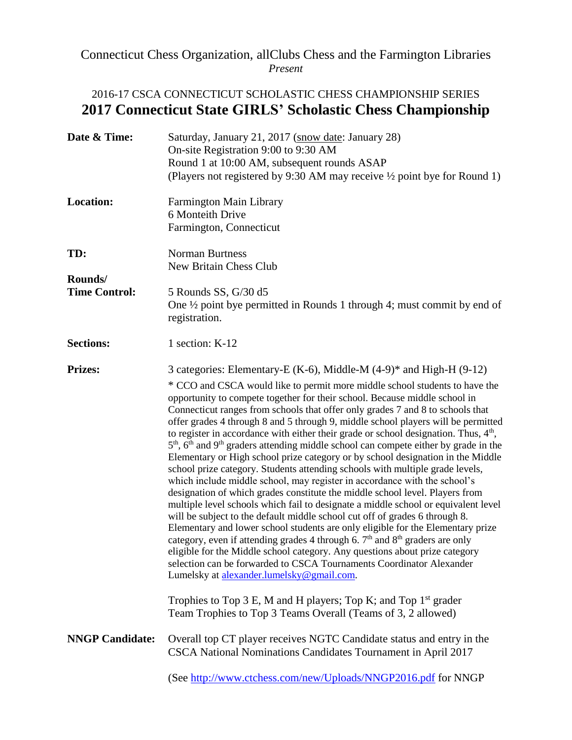Connecticut Chess Organization, allClubs Chess and the Farmington Libraries
*Present*

## 2016-17 CSCA CONNECTICUT SCHOLASTIC CHESS CHAMPIONSHIP SERIES

# 2017 Connecticut State GIRLS' Scholastic Chess Championship

**Date & Time:** Saturday, January 21, 2017 (snow date: January 28)
On-site Registration 9:00 to 9:30 AM
Round 1 at 10:00 AM, subsequent rounds ASAP
(Players not registered by 9:30 AM may receive ½ point bye for Round 1)

**Location:** Farmington Main Library
6 Monteith Drive
Farmington, Connecticut

**TD:** Norman Burtness
New Britain Chess Club

**Rounds/ Time Control:** 5 Rounds SS, G/30 d5
One ½ point bye permitted in Rounds 1 through 4; must commit by end of registration.

**Sections:** 1 section: K-12

**Prizes:** 3 categories: Elementary-E (K-6), Middle-M (4-9)* and High-H (9-12)

\* CCO and CSCA would like to permit more middle school students to have the opportunity to compete together for their school. Because middle school in Connecticut ranges from schools that offer only grades 7 and 8 to schools that offer grades 4 through 8 and 5 through 9, middle school players will be permitted to register in accordance with either their grade or school designation. Thus, 4th, 5th, 6th and 9th graders attending middle school can compete either by grade in the Elementary or High school prize category or by school designation in the Middle school prize category. Students attending schools with multiple grade levels, which include middle school, may register in accordance with the school's designation of which grades constitute the middle school level. Players from multiple level schools which fail to designate a middle school or equivalent level will be subject to the default middle school cut off of grades 6 through 8. Elementary and lower school students are only eligible for the Elementary prize category, even if attending grades 4 through 6. 7th and 8th graders are only eligible for the Middle school category. Any questions about prize category selection can be forwarded to CSCA Tournaments Coordinator Alexander Lumelsky at alexander.lumelsky@gmail.com.

Trophies to Top 3 E, M and H players; Top K; and Top 1st grader
Team Trophies to Top 3 Teams Overall (Teams of 3, 2 allowed)

**NNGP Candidate:** Overall top CT player receives NGTC Candidate status and entry in the CSCA National Nominations Candidates Tournament in April 2017

(See http://www.ctchess.com/new/Uploads/NNGP2016.pdf for NNGP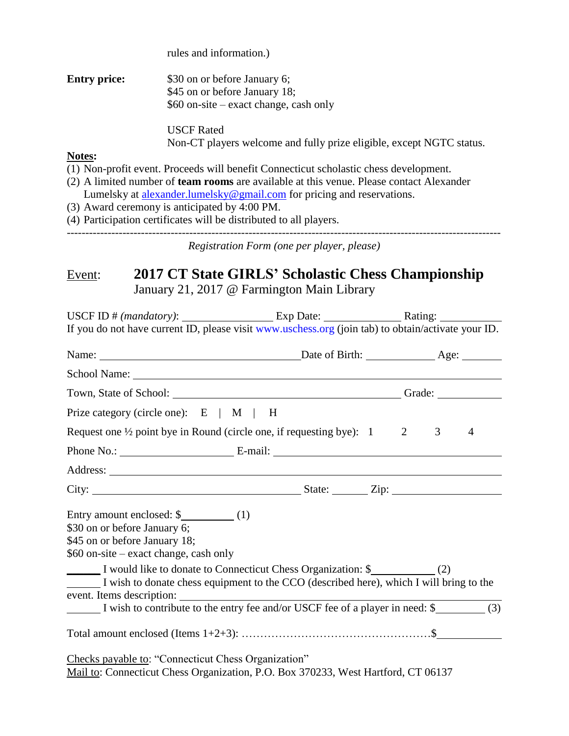rules and information.)

**Entry price:** $30 on or before January 6;
$45 on or before January 18;
$60 on-site – exact change, cash only

USCF Rated
Non-CT players welcome and fully prize eligible, except NGTC status.

**Notes:**

(1) Non-profit event. Proceeds will benefit Connecticut scholastic chess development.
(2) A limited number of **team rooms** are available at this venue. Please contact Alexander Lumelsky at alexander.lumelsky@gmail.com for pricing and reservations.
(3) Award ceremony is anticipated by 4:00 PM.
(4) Participation certificates will be distributed to all players.

---

*Registration Form (one per player, please)*

Event: **2017 CT State GIRLS' Scholastic Chess Championship**
January 21, 2017 @ Farmington Main Library

USCF ID # *(mandatory)*: ________________ Exp Date: ______________ Rating: ___________
If you do not have current ID, please visit www.uschess.org (join tab) to obtain/activate your ID.

Name: ____________________________________ Date of Birth: ____________ Age: _______

School Name: ______________________________________________________________

Town, State of School: ________________________________________ Grade: ___________

Prize category (circle one): E | M | H

Request one ½ point bye in Round (circle one, if requesting bye): 1 2 3 4

Phone No.: ____________________ E-mail: ________________________________________

Address: _________________________________________________________________

City: ____________________________________ State: ______ Zip: ___________________

Entry amount enclosed: $__________ (1)
$30 on or before January 6;
$45 on or before January 18;
$60 on-site – exact change, cash only

______ I would like to donate to Connecticut Chess Organization: $___________ (2)
______ I wish to donate chess equipment to the CCO (described here), which I will bring to the event. Items description: ______________________________________________________
______ I wish to contribute to the entry fee and/or USCF fee of a player in need: $_________ (3)

Total amount enclosed (Items 1+2+3): ……………………………………………$___________

Checks payable to: "Connecticut Chess Organization"
Mail to: Connecticut Chess Organization, P.O. Box 370233, West Hartford, CT 06137